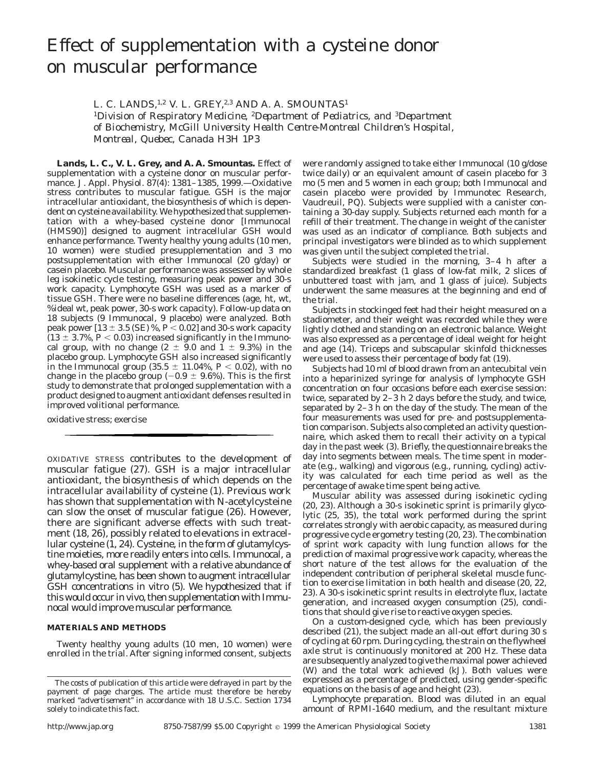# Effect of supplementation with a cysteine donor on muscular performance

L. C. LANDS,[1,2] V. L. GREY,[2,3] AND A. A. SMOUNTAS[1]

[1]*Division of Respiratory Medicine,* [2]*Department of Pediatrics, and* [3]*Department of Biochemistry, McGill University Health Centre-Montreal Children's Hospital, Montreal, Quebec, Canada H3H 1P3*

**Lands, L. C., V. L. Grey, and A. A. Smountas.** Effect of supplementation with a cysteine donor on muscular performance. *J. Appl. Physiol.* 87(4): 1381–1385, 1999.—Oxidative stress contributes to muscular fatigue. GSH is the major intracellular antioxidant, the biosynthesis of which is dependent on cysteine availability. We hypothesized that supplementation with a whey-based cysteine donor [Immunocal (HMS90)] designed to augment intracellular GSH would enhance performance. Twenty healthy young adults (10 men, 10 women) were studied presupplementation and 3 mo postsupplementation with either Immunocal (20 g/day) or casein placebo. Muscular performance was assessed by whole leg isokinetic cycle testing, measuring peak power and 30-s work capacity. Lymphocyte GSH was used as a marker of tissue GSH. There were no baseline differences (age, ht, wt, %ideal wt, peak power, 30-s work capacity). Follow-up data on 18 subjects (9 Immunocal, 9 placebo) were analyzed. Both peak power [$13 \pm 3.5$ (SE) %, $P < 0.02$] and 30-s work capacity ($13 \pm 3.7\%$, $P < 0.03$) increased significantly in the Immunocal group, with no change ($2 \pm 9.0$ and $1 \pm 9.3\%$) in the placebo group. Lymphocyte GSH also increased significantly in the Immunocal group ($35.5 \pm 11.04\%$, $P < 0.02$), with no change in the placebo group ($-0.9 \pm 9.6\%$). This is the first study to demonstrate that prolonged supplementation with a product designed to augment antioxidant defenses resulted in improved volitional performance.

oxidative stress; exercise

OXIDATIVE STRESS contributes to the development of muscular fatigue (27). GSH is a major intracellular antioxidant, the biosynthesis of which depends on the intracellular availability of cysteine (1). Previous work has shown that supplementation with N-acetylcysteine can slow the onset of muscular fatigue (26). However, there are significant adverse effects with such treatment (18, 26), possibly related to elevations in extracellular cysteine (1, 24). Cysteine, in the form of glutamylcystine moieties, more readily enters into cells. Immunocal, a whey-based oral supplement with a relative abundance of glutamylcystine, has been shown to augment intracellular GSH concentrations in vitro (5). We hypothesized that if this would occur in vivo, then supplementation with Immunocal would improve muscular performance.

## MATERIALS AND METHODS

Twenty healthy young adults (10 men, 10 women) were enrolled in the trial. After signing informed consent, subjects were randomly assigned to take either Immunocal (10 g/dose twice daily) or an equivalent amount of casein placebo for 3 mo (5 men and 5 women in each group; both Immunocal and casein placebo were provided by Immunotec Research, Vaudreuil, PQ). Subjects were supplied with a canister containing a 30-day supply. Subjects returned each month for a refill of their treatment. The change in weight of the canister was used as an indicator of compliance. Both subjects and principal investigators were blinded as to which supplement was given until the subject completed the trial.

Subjects were studied in the morning, 3–4 h after a standardized breakfast (1 glass of low-fat milk, 2 slices of unbuttered toast with jam, and 1 glass of juice). Subjects underwent the same measures at the beginning and end of the trial.

Subjects in stockinged feet had their height measured on a stadiometer, and their weight was recorded while they were lightly clothed and standing on an electronic balance. Weight was also expressed as a percentage of ideal weight for height and age (14). Triceps and subscapular skinfold thicknesses were used to assess their percentage of body fat (19).

Subjects had 10 ml of blood drawn from an antecubital vein into a heparinized syringe for analysis of lymphocyte GSH concentration on four occasions before each exercise session: twice, separated by 2–3 h 2 days before the study, and twice, separated by 2–3 h on the day of the study. The mean of the four measurements was used for pre- and postsupplementation comparison. Subjects also completed an activity questionnaire, which asked them to recall their activity on a typical day in the past week (3). Briefly, the questionnaire breaks the day into segments between meals. The time spent in moderate (e.g., walking) and vigorous (e.g., running, cycling) activity was calculated for each time period as well as the percentage of awake time spent being active.

Muscular ability was assessed during isokinetic cycling (20, 23). Although a 30-s isokinetic sprint is primarily glycolytic (25, 35), the total work performed during the sprint correlates strongly with aerobic capacity, as measured during progressive cycle ergometry testing (20, 23). The combination of sprint work capacity with lung function allows for the prediction of maximal progressive work capacity, whereas the short nature of the test allows for the evaluation of the independent contribution of peripheral skeletal muscle function to exercise limitation in both health and disease (20, 22, 23). A 30-s isokinetic sprint results in electrolyte flux, lactate generation, and increased oxygen consumption (25), conditions that should give rise to reactive oxygen species.

On a custom-designed cycle, which has been previously described (21), the subject made an all-out effort during 30 s of cycling at 60 rpm. During cycling, the strain on the flywheel axle strut is continuously monitored at 200 Hz. These data are subsequently analyzed to give the maximal power achieved (W) and the total work achieved (kJ). Both values were expressed as a percentage of predicted, using gender-specific equations on the basis of age and height (23).

*Lymphocyte preparation.* Blood was diluted in an equal amount of RPMI-1640 medium, and the resultant mixture

The costs of publication of this article were defrayed in part by the payment of page charges. The article must therefore be hereby marked "*advertisement*" in accordance with 18 U.S.C. Section 1734 solely to indicate this fact.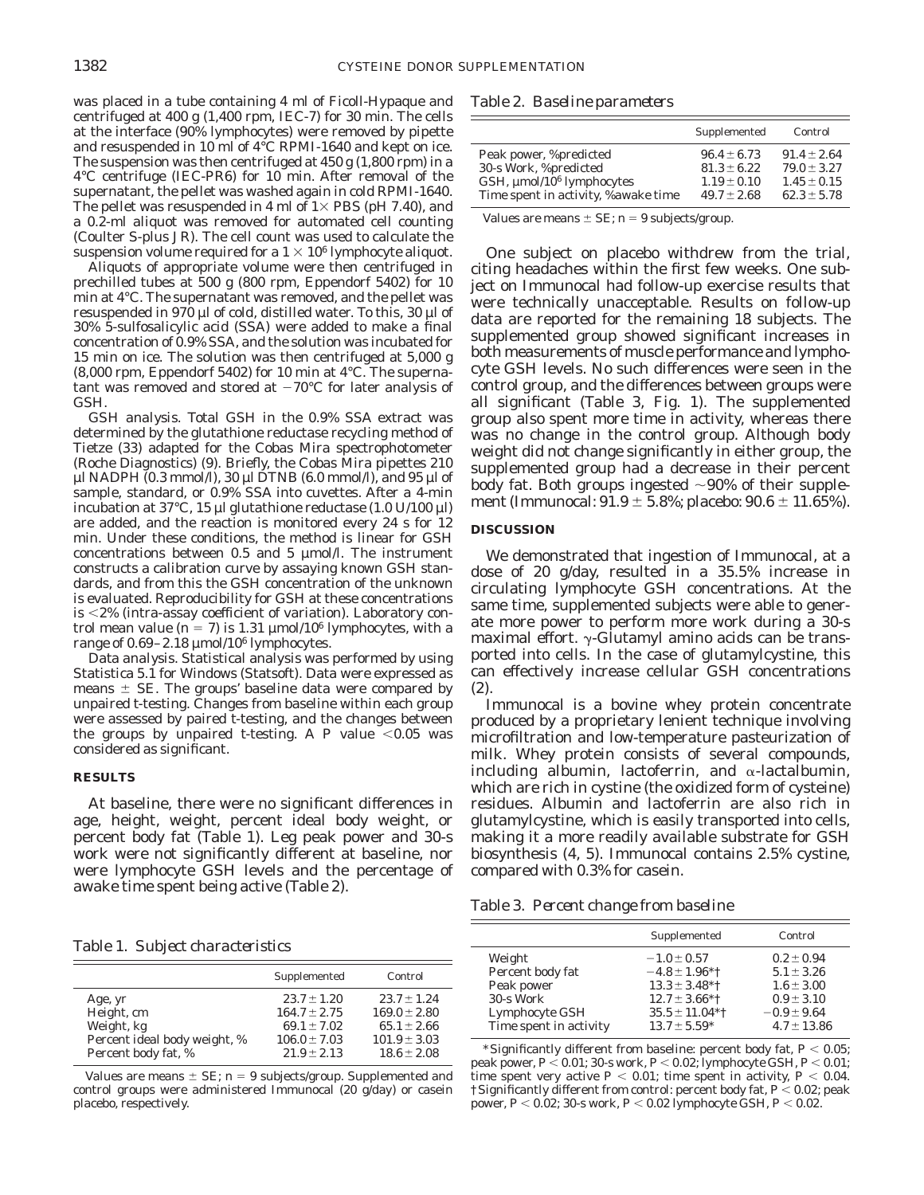was placed in a tube containing 4 ml of Ficoll-Hypaque and centrifuged at 400 g (1,400 rpm, IEC-7) for 30 min. The cells at the interface (90% lymphocytes) were removed by pipette and resuspended in 10 ml of 4°C RPMI-1640 and kept on ice. The suspension was then centrifuged at 450 g (1,800 rpm) in a 4°C centrifuge (IEC-PR6) for 10 min. After removal of the supernatant, the pellet was washed again in cold RPMI-1640. The pellet was resuspended in 4 ml of 1× PBS (pH 7.40), and a 0.2-ml aliquot was removed for automated cell counting (Coulter S-plus JR). The cell count was used to calculate the suspension volume required for a $1 \times 10^6$ lymphocyte aliquot.

Aliquots of appropriate volume were then centrifuged in prechilled tubes at 500 g (800 rpm, Eppendorf 5402) for 10 min at 4°C. The supernatant was removed, and the pellet was resuspended in 970 µl of cold, distilled water. To this, 30 µl of 30% 5-sulfosalicylic acid (SSA) were added to make a final concentration of 0.9% SSA, and the solution was incubated for 15 min on ice. The solution was then centrifuged at 5,000 g (8,000 rpm, Eppendorf 5402) for 10 min at 4°C. The supernatant was removed and stored at −70°C for later analysis of GSH.

*GSH analysis.* Total GSH in the 0.9% SSA extract was determined by the glutathione reductase recycling method of Tietze (33) adapted for the Cobas Mira spectrophotometer (Roche Diagnostics) (9). Briefly, the Cobas Mira pipettes 210 µl NADPH (0.3 mmol/l), 30 µl DTNB (6.0 mmol/l), and 95 µl of sample, standard, or 0.9% SSA into cuvettes. After a 4-min incubation at 37°C, 15 µl glutathione reductase (1.0 U/100 µl) are added, and the reaction is monitored every 24 s for 12 min. Under these conditions, the method is linear for GSH concentrations between 0.5 and 5 µmol/l. The instrument constructs a calibration curve by assaying known GSH standards, and from this the GSH concentration of the unknown is evaluated. Reproducibility for GSH at these concentrations is <2% (intra-assay coefficient of variation). Laboratory control mean value ($n = 7$) is 1.31 µmol/$10^6$ lymphocytes, with a range of 0.69–2.18 µmol/$10^6$ lymphocytes.

*Data analysis.* Statistical analysis was performed by using Statistica 5.1 for Windows (Statsoft). Data were expressed as means ± SE. The groups' baseline data were compared by unpaired *t*-testing. Changes from baseline within each group were assessed by paired *t*-testing, and the changes between the groups by unpaired *t*-testing. A $P$ value <0.05 was considered as significant.

## RESULTS

At baseline, there were no significant differences in age, height, weight, percent ideal body weight, or percent body fat (Table 1). Leg peak power and 30-s work were not significantly different at baseline, nor were lymphocyte GSH levels and the percentage of awake time spent being active (Table 2).

*Table 1. Subject characteristics*

| | Supplemented | Control |
|---|---|---|
| Age, yr | 23.7 ± 1.20 | 23.7 ± 1.24 |
| Height, cm | 164.7 ± 2.75 | 169.0 ± 2.80 |
| Weight, kg | 69.1 ± 7.02 | 65.1 ± 2.66 |
| Percent ideal body weight, % | 106.0 ± 7.03 | 101.9 ± 3.03 |
| Percent body fat, % | 21.9 ± 2.13 | 18.6 ± 2.08 |

Values are means ± SE; $n = 9$ subjects/group. Supplemented and control groups were administered Immunocal (20 g/day) or casein placebo, respectively.

*Table 2. Baseline parameters*

| | Supplemented | Control |
|---|---|---|
| Peak power, %predicted | 96.4 ± 6.73 | 91.4 ± 2.64 |
| 30-s Work, %predicted | 81.3 ± 6.22 | 79.0 ± 3.27 |
| GSH, µmol/$10^6$ lymphocytes | 1.19 ± 0.10 | 1.45 ± 0.15 |
| Time spent in activity, %awake time | 49.7 ± 2.68 | 62.3 ± 5.78 |

Values are means ± SE; $n = 9$ subjects/group.

One subject on placebo withdrew from the trial, citing headaches within the first few weeks. One subject on Immunocal had follow-up exercise results that were technically unacceptable. Results on follow-up data are reported for the remaining 18 subjects. The supplemented group showed significant increases in both measurements of muscle performance and lymphocyte GSH levels. No such differences were seen in the control group, and the differences between groups were all significant (Table 3, Fig. 1). The supplemented group also spent more time in activity, whereas there was no change in the control group. Although body weight did not change significantly in either group, the supplemented group had a decrease in their percent body fat. Both groups ingested ~90% of their supplement (Immunocal: 91.9 ± 5.8%; placebo: 90.6 ± 11.65%).

## DISCUSSION

We demonstrated that ingestion of Immunocal, at a dose of 20 g/day, resulted in a 35.5% increase in circulating lymphocyte GSH concentrations. At the same time, supplemented subjects were able to generate more power to perform more work during a 30-s maximal effort. γ-Glutamyl amino acids can be transported into cells. In the case of glutamylcystine, this can effectively increase cellular GSH concentrations (2).

Immunocal is a bovine whey protein concentrate produced by a proprietary lenient technique involving microfiltration and low-temperature pasteurization of milk. Whey protein consists of several compounds, including albumin, lactoferrin, and α-lactalbumin, which are rich in cystine (the oxidized form of cysteine) residues. Albumin and lactoferrin are also rich in glutamylcystine, which is easily transported into cells, making it a more readily available substrate for GSH biosynthesis (4, 5). Immunocal contains 2.5% cystine, compared with 0.3% for casein.

*Table 3. Percent change from baseline*

| | Supplemented | Control |
|---|---|---|
| Weight | −1.0 ± 0.57 | 0.2 ± 0.94 |
| Percent body fat | −4.8 ± 1.96*† | 5.1 ± 3.26 |
| Peak power | 13.3 ± 3.48*† | 1.6 ± 3.00 |
| 30-s Work | 12.7 ± 3.66*† | 0.9 ± 3.10 |
| Lymphocyte GSH | 35.5 ± 11.04*† | −0.9 ± 9.64 |
| Time spent in activity | 13.7 ± 5.59* | 4.7 ± 13.86 |

*Significantly different from baseline: percent body fat, $P < 0.05$; peak power, $P < 0.01$; 30-s work, $P < 0.02$; lymphocyte GSH, $P < 0.01$; time spent very active $P < 0.01$; time spent in activity, $P < 0.04$. †Significantly different from control: percent body fat, $P < 0.02$; peak power, $P < 0.02$; 30-s work, $P < 0.02$ lymphocyte GSH, $P < 0.02$.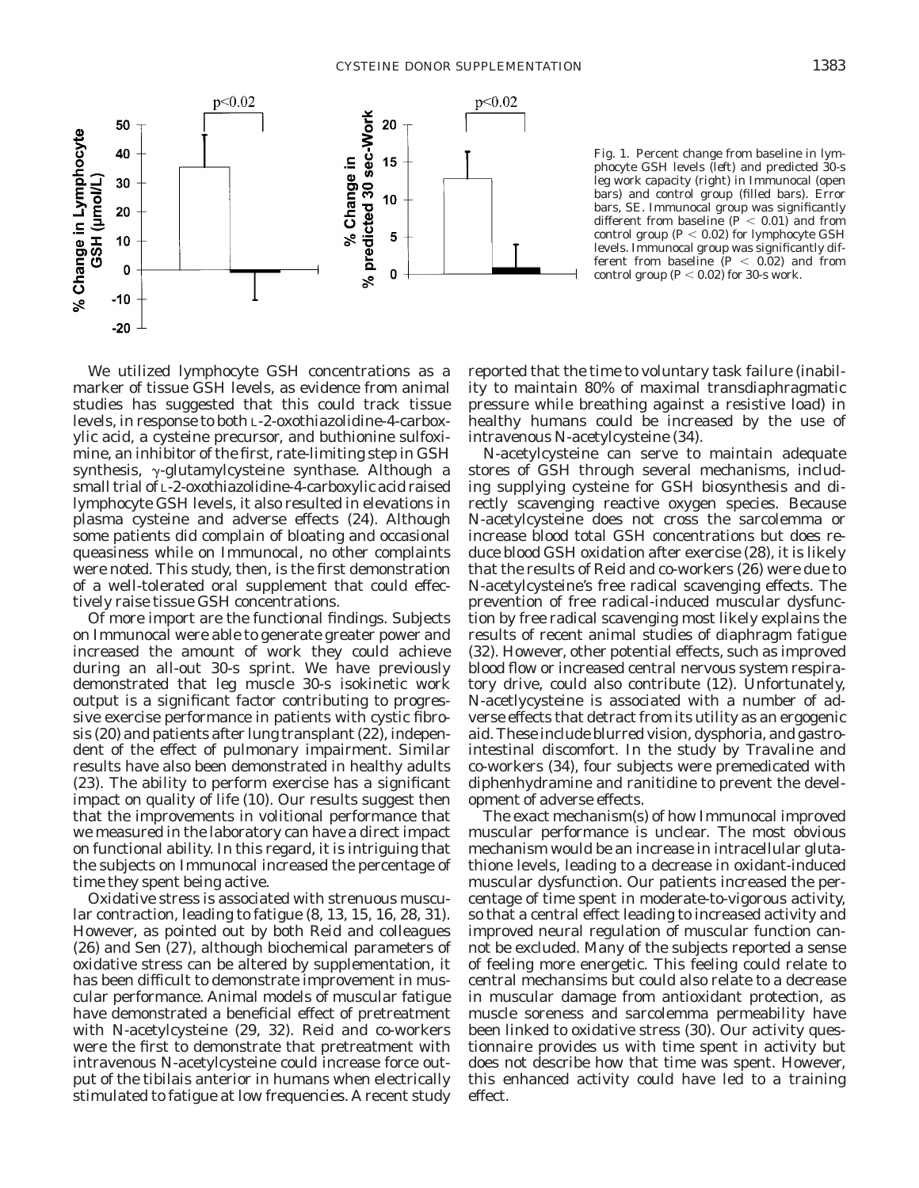Fig. 1. Percent change from baseline in lymphocyte GSH levels (left) and predicted 30-s leg work capacity (right) in Immunocal (open bars) and control group (filled bars). Error bars, SE. Immunocal group was significantly different from baseline ($P < 0.01$) and from control group ($P < 0.02$) for lymphocyte GSH levels. Immunocal group was significantly different from baseline ($P < 0.02$) and from control group ($P < 0.02$) for 30-s work.

We utilized lymphocyte GSH concentrations as a marker of tissue GSH levels, as evidence from animal studies has suggested that this could track tissue levels, in response to both L-2-oxothiazolidine-4-carboxylic acid, a cysteine precursor, and buthionine sulfoximine, an inhibitor of the first, rate-limiting step in GSH synthesis, γ-glutamylcysteine synthase. Although a small trial of L-2-oxothiazolidine-4-carboxylic acid raised lymphocyte GSH levels, it also resulted in elevations in plasma cysteine and adverse effects (24). Although some patients did complain of bloating and occasional queasiness while on Immunocal, no other complaints were noted. This study, then, is the first demonstration of a well-tolerated oral supplement that could effectively raise tissue GSH concentrations.

Of more import are the functional findings. Subjects on Immunocal were able to generate greater power and increased the amount of work they could achieve during an all-out 30-s sprint. We have previously demonstrated that leg muscle 30-s isokinetic work output is a significant factor contributing to progressive exercise performance in patients with cystic fibrosis (20) and patients after lung transplant (22), independent of the effect of pulmonary impairment. Similar results have also been demonstrated in healthy adults (23). The ability to perform exercise has a significant impact on quality of life (10). Our results suggest then that the improvements in volitional performance that we measured in the laboratory can have a direct impact on functional ability. In this regard, it is intriguing that the subjects on Immunocal increased the percentage of time they spent being active.

Oxidative stress is associated with strenuous muscular contraction, leading to fatigue (8, 13, 15, 16, 28, 31). However, as pointed out by both Reid and colleagues (26) and Sen (27), although biochemical parameters of oxidative stress can be altered by supplementation, it has been difficult to demonstrate improvement in muscular performance. Animal models of muscular fatigue have demonstrated a beneficial effect of pretreatment with N-acetylcysteine (29, 32). Reid and co-workers were the first to demonstrate that pretreatment with intravenous N-acetylcysteine could increase force output of the tibilais anterior in humans when electrically stimulated to fatigue at low frequencies. A recent study reported that the time to voluntary task failure (inability to maintain 80% of maximal transdiaphragmatic pressure while breathing against a resistive load) in healthy humans could be increased by the use of intravenous N-acetylcysteine (34).

N-acetylcysteine can serve to maintain adequate stores of GSH through several mechanisms, including supplying cysteine for GSH biosynthesis and directly scavenging reactive oxygen species. Because N-acetylcysteine does not cross the sarcolemma or increase blood total GSH concentrations but does reduce blood GSH oxidation after exercise (28), it is likely that the results of Reid and co-workers (26) were due to N-acetylcysteine's free radical scavenging effects. The prevention of free radical-induced muscular dysfunction by free radical scavenging most likely explains the results of recent animal studies of diaphragm fatigue (32). However, other potential effects, such as improved blood flow or increased central nervous system respiratory drive, could also contribute (12). Unfortunately, N-acetylcysteine is associated with a number of adverse effects that detract from its utility as an ergogenic aid. These include blurred vision, dysphoria, and gastrointestinal discomfort. In the study by Travaline and co-workers (34), four subjects were premedicated with diphenhydramine and ranitidine to prevent the development of adverse effects.

The exact mechanism(s) of how Immunocal improved muscular performance is unclear. The most obvious mechanism would be an increase in intracellular glutathione levels, leading to a decrease in oxidant-induced muscular dysfunction. Our patients increased the percentage of time spent in moderate-to-vigorous activity, so that a central effect leading to increased activity and improved neural regulation of muscular function cannot be excluded. Many of the subjects reported a sense of feeling more energetic. This feeling could relate to central mechansims but could also relate to a decrease in muscular damage from antioxidant protection, as muscle soreness and sarcolemma permeability have been linked to oxidative stress (30). Our activity questionnaire provides us with time spent in activity but does not describe how that time was spent. However, this enhanced activity could have led to a training effect.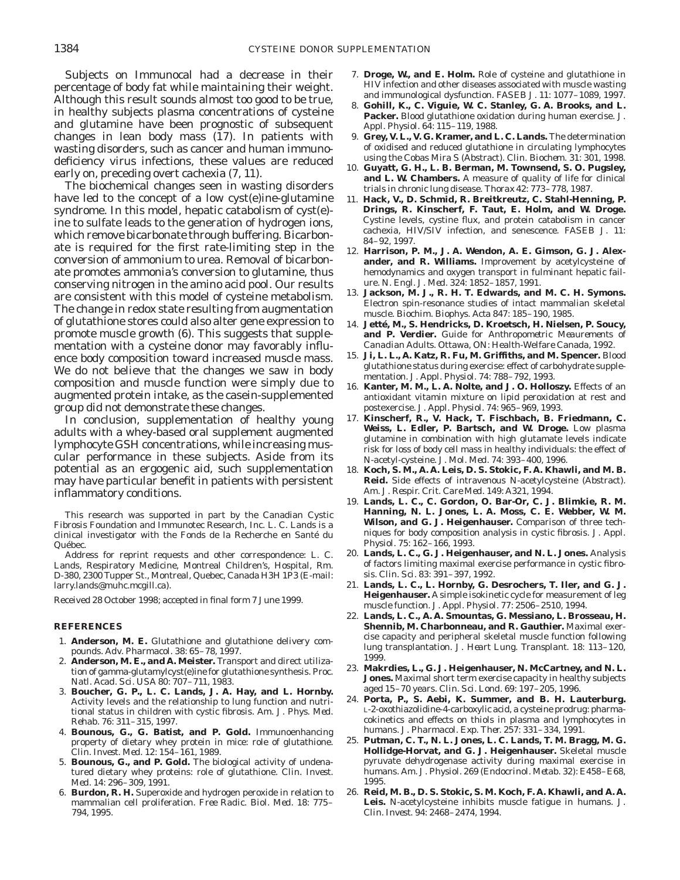Subjects on Immunocal had a decrease in their percentage of body fat while maintaining their weight. Although this result sounds almost too good to be true, in healthy subjects plasma concentrations of cysteine and glutamine have been prognostic of subsequent changes in lean body mass (17). In patients with wasting disorders, such as cancer and human immunodeficiency virus infections, these values are reduced early on, preceding overt cachexia (7, 11).

The biochemical changes seen in wasting disorders have led to the concept of a low cyst(e)ine-glutamine syndrome. In this model, hepatic catabolism of cyst(e)ine to sulfate leads to the generation of hydrogen ions, which remove bicarbonate through buffering. Bicarbonate is required for the first rate-limiting step in the conversion of ammonium to urea. Removal of bicarbonate promotes ammonia's conversion to glutamine, thus conserving nitrogen in the amino acid pool. Our results are consistent with this model of cysteine metabolism. The change in redox state resulting from augmentation of glutathione stores could also alter gene expression to promote muscle growth (6). This suggests that supplementation with a cysteine donor may favorably influence body composition toward increased muscle mass. We do not believe that the changes we saw in body composition and muscle function were simply due to augmented protein intake, as the casein-supplemented group did not demonstrate these changes.

In conclusion, supplementation of healthy young adults with a whey-based oral supplement augmented lymphocyte GSH concentrations, while increasing muscular performance in these subjects. Aside from its potential as an ergogenic aid, such supplementation may have particular benefit in patients with persistent inflammatory conditions.

This research was supported in part by the Canadian Cystic Fibrosis Foundation and Immunotec Research, Inc. L. C. Lands is a clinical investigator with the Fonds de la Recherche en Santé du Québec.

Address for reprint requests and other correspondence: L. C. Lands, Respiratory Medicine, Montreal Children's, Hospital, Rm. D-380, 2300 Tupper St., Montreal, Quebec, Canada H3H 1P3 (E-mail: larry.lands@muhc.mcgill.ca).

Received 28 October 1998; accepted in final form 7 June 1999.

## REFERENCES

1. **Anderson, M. E.** Glutathione and glutathione delivery compounds. *Adv. Pharmacol.* 38: 65–78, 1997.
2. **Anderson, M. E., and A. Meister.** Transport and direct utilization of gamma-glutamylcyst(e)ine for glutathione synthesis. *Proc. Natl. Acad. Sci. USA* 80: 707–711, 1983.
3. **Boucher, G. P., L. C. Lands, J. A. Hay, and L. Hornby.** Activity levels and the relationship to lung function and nutritional status in children with cystic fibrosis. *Am. J. Phys. Med. Rehab.* 76: 311–315, 1997.
4. **Bounous, G., G. Batist, and P. Gold.** Immunoenhancing property of dietary whey protein in mice: role of glutathione. *Clin. Invest. Med.* 12: 154–161, 1989.
5. **Bounous, G., and P. Gold.** The biological activity of undenatured dietary whey proteins: role of glutathione. *Clin. Invest. Med.* 14: 296–309, 1991.
6. **Burdon, R. H.** Superoxide and hydrogen peroxide in relation to mammalian cell proliferation. *Free Radic. Biol. Med.* 18: 775–794, 1995.
7. **Droge, W., and E. Holm.** Role of cysteine and glutathione in HIV infection and other diseases associated with muscle wasting and immunological dysfunction. *FASEB J.* 11: 1077–1089, 1997.
8. **Gohill, K., C. Viguie, W. C. Stanley, G. A. Brooks, and L. Packer.** Blood glutathione oxidation during human exercise. *J. Appl. Physiol.* 64: 115–119, 1988.
9. **Grey, V. L., V. G. Kramer, and L. C. Lands.** The determination of oxidised and reduced glutathione in circulating lymphocytes using the Cobas Mira S (Abstract). *Clin. Biochem.* 31: 301, 1998.
10. **Guyatt, G. H., L. B. Berman, M. Townsend, S. O. Pugsley, and L. W. Chambers.** A measure of quality of life for clinical trials in chronic lung disease. *Thorax* 42: 773–778, 1987.
11. **Hack, V., D. Schmid, R. Breitkreutz, C. Stahl-Henning, P. Drings, R. Kinscherf, F. Taut, E. Holm, and W. Droge.** Cystine levels, cystine flux, and protein catabolism in cancer cachexia, HIV/SIV infection, and senescence. *FASEB J.* 11: 84–92, 1997.
12. **Harrison, P. M., J. A. Wendon, A. E. Gimson, G. J. Alexander, and R. Williams.** Improvement by acetylcysteine of hemodynamics and oxygen transport in fulminant hepatic failure. *N. Engl. J. Med.* 324: 1852–1857, 1991.
13. **Jackson, M. J., R. H. T. Edwards, and M. C. H. Symons.** Electron spin-resonance studies of intact mammalian skeletal muscle. *Biochim. Biophys. Acta* 847: 185–190, 1985.
14. **Jetté, M., S. Hendricks, D. Kroetsch, H. Nielsen, P. Soucy, and P. Verdier.** *Guide for Anthropometric Meaurements of Canadian Adults.* Ottawa, ON: Health-Welfare Canada, 1992.
15. **Ji, L. L., A. Katz, R. Fu, M. Griffiths, and M. Spencer.** Blood glutathione status during exercise: effect of carbohydrate supplementation. *J. Appl. Physiol.* 74: 788–792, 1993.
16. **Kanter, M. M., L. A. Nolte, and J. O. Holloszy.** Effects of an antioxidant vitamin mixture on lipid peroxidation at rest and postexercise. *J. Appl. Physiol.* 74: 965–969, 1993.
17. **Kinscherf, R., V. Hack, T. Fischbach, B. Friedmann, C. Weiss, L. Edler, P. Bartsch, and W. Droge.** Low plasma glutamine in combination with high glutamate levels indicate risk for loss of body cell mass in healthy individuals: the effect of N-acetyl-cysteine. *J. Mol. Med.* 74: 393–400, 1996.
18. **Koch, S. M., A. A. Leis, D. S. Stokic, F. A. Khawli, and M. B. Reid.** Side effects of intravenous N-acetylcysteine (Abstract). *Am. J. Respir. Crit. Care Med.* 149: A321, 1994.
19. **Lands, L. C., C. Gordon, O. Bar-Or, C. J. Blimkie, R. M. Hanning, N. L. Jones, L. A. Moss, C. E. Webber, W. M. Wilson, and G. J. Heigenhauser.** Comparison of three techniques for body composition analysis in cystic fibrosis. *J. Appl. Physiol.* 75: 162–166, 1993.
20. **Lands, L. C., G. J. Heigenhauser, and N. L. Jones.** Analysis of factors limiting maximal exercise performance in cystic fibrosis. *Clin. Sci.* 83: 391–397, 1992.
21. **Lands, L. C., L. Hornby, G. Desrochers, T. Iler, and G. J. Heigenhauser.** A simple isokinetic cycle for measurement of leg muscle function. *J. Appl. Physiol.* 77: 2506–2510, 1994.
22. **Lands, L. C., A. A. Smountas, G. Messiano, L. Brosseau, H. Shennib, M. Charbonneau, and R. Gauthier.** Maximal exercise capacity and peripheral skeletal muscle function following lung transplantation. *J. Heart Lung. Transplant.* 18: 113–120, 1999.
23. **Makrdies, L., G. J. Heigenhauser, N. McCartney, and N. L. Jones.** Maximal short term exercise capacity in healthy subjects aged 15–70 years. *Clin. Sci. Lond.* 69: 197–205, 1996.
24. **Porta, P., S. Aebi, K. Summer, and B. H. Lauterburg.** L-2-oxothiazolidine-4-carboxylic acid, a cysteine prodrug: pharmacokinetics and effects on thiols in plasma and lymphocytes in humans. *J. Pharmacol. Exp. Ther.* 257: 331–334, 1991.
25. **Putman, C. T., N. L. Jones, L. C. Lands, T. M. Bragg, M. G. Hollidge-Horvat, and G. J. Heigenhauser.** Skeletal muscle pyruvate dehydrogenase activity during maximal exercise in humans. *Am. J. Physiol.* 269 (*Endocrinol. Metab.* 32): E458–E68, 1995.
26. **Reid, M. B., D. S. Stokic, S. M. Koch, F. A. Khawli, and A. A. Leis.** N-acetylcysteine inhibits muscle fatigue in humans. *J. Clin. Invest.* 94: 2468–2474, 1994.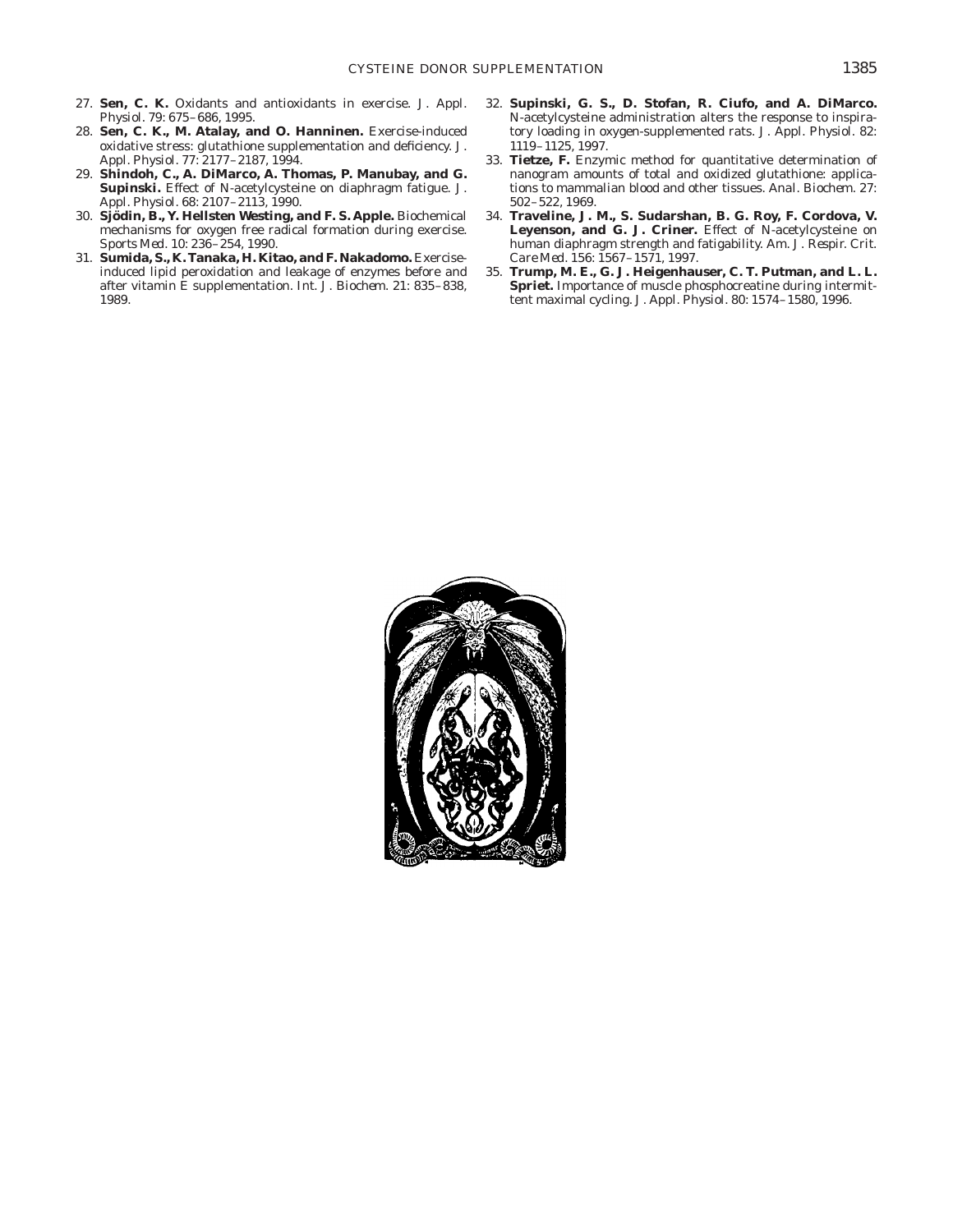27. **Sen, C. K.** Oxidants and antioxidants in exercise. *J. Appl. Physiol.* 79: 675–686, 1995.
28. **Sen, C. K., M. Atalay, and O. Hanninen.** Exercise-induced oxidative stress: glutathione supplementation and deficiency. *J. Appl. Physiol.* 77: 2177–2187, 1994.
29. **Shindoh, C., A. DiMarco, A. Thomas, P. Manubay, and G. Supinski.** Effect of N-acetylcysteine on diaphragm fatigue. *J. Appl. Physiol.* 68: 2107–2113, 1990.
30. **Sjödin, B., Y. Hellsten Westing, and F. S. Apple.** Biochemical mechanisms for oxygen free radical formation during exercise. *Sports Med.* 10: 236–254, 1990.
31. **Sumida, S., K. Tanaka, H. Kitao, and F. Nakadomo.** Exercise-induced lipid peroxidation and leakage of enzymes before and after vitamin E supplementation. *Int. J. Biochem.* 21: 835–838, 1989.
32. **Supinski, G. S., D. Stofan, R. Ciufo, and A. DiMarco.** N-acetylcysteine administration alters the response to inspiratory loading in oxygen-supplemented rats. *J. Appl. Physiol.* 82: 1119–1125, 1997.
33. **Tietze, F.** Enzymic method for quantitative determination of nanogram amounts of total and oxidized glutathione: applications to mammalian blood and other tissues. *Anal. Biochem.* 27: 502–522, 1969.
34. **Traveline, J. M., S. Sudarshan, B. G. Roy, F. Cordova, V. Leyenson, and G. J. Criner.** Effect of N-acetylcysteine on human diaphragm strength and fatigability. *Am. J. Respir. Crit. Care Med.* 156: 1567–1571, 1997.
35. **Trump, M. E., G. J. Heigenhauser, C. T. Putman, and L. L. Spriet.** Importance of muscle phosphocreatine during intermittent maximal cycling. *J. Appl. Physiol.* 80: 1574–1580, 1996.